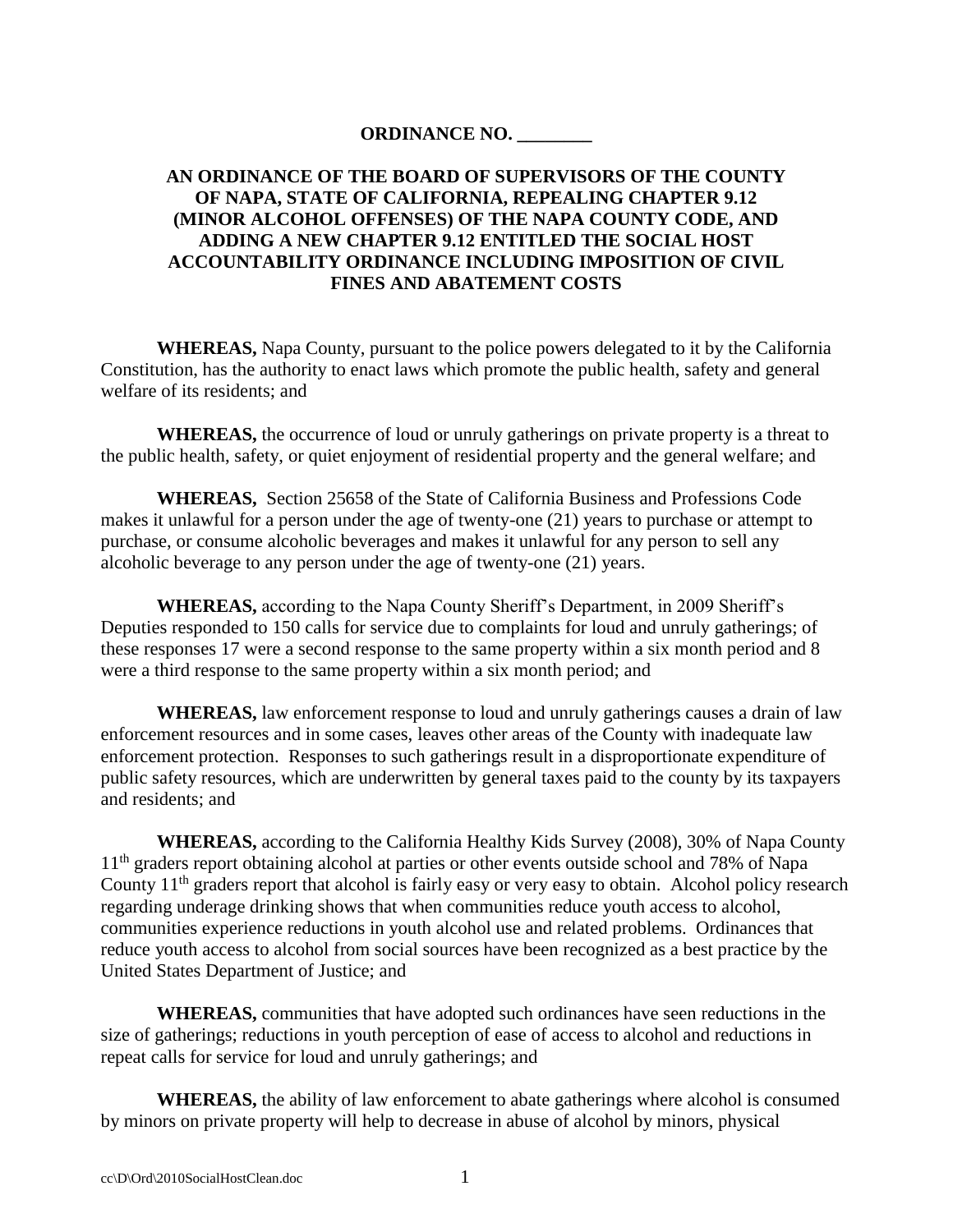**ORDINANCE NO. ________**

**AN ORDINANCE OF THE BOARD OF SUPERVISORS OF THE COUNTY OF NAPA, STATE OF CALIFORNIA, REPEALING CHAPTER 9.12 (MINOR ALCOHOL OFFENSES) OF THE NAPA COUNTY CODE, AND ADDING A NEW CHAPTER 9.12 ENTITLED THE SOCIAL HOST ACCOUNTABILITY ORDINANCE INCLUDING IMPOSITION OF CIVIL FINES AND ABATEMENT COSTS**

**WHEREAS,** Napa County, pursuant to the police powers delegated to it by the California Constitution, has the authority to enact laws which promote the public health, safety and general welfare of its residents; and

**WHEREAS,** the occurrence of loud or unruly gatherings on private property is a threat to the public health, safety, or quiet enjoyment of residential property and the general welfare; and

**WHEREAS,** Section 25658 of the State of California Business and Professions Code makes it unlawful for a person under the age of twenty-one (21) years to purchase or attempt to purchase, or consume alcoholic beverages and makes it unlawful for any person to sell any alcoholic beverage to any person under the age of twenty-one (21) years.

**WHEREAS,** according to the Napa County Sheriff's Department, in 2009 Sheriff's Deputies responded to 150 calls for service due to complaints for loud and unruly gatherings; of these responses 17 were a second response to the same property within a six month period and 8 were a third response to the same property within a six month period; and

**WHEREAS,** law enforcement response to loud and unruly gatherings causes a drain of law enforcement resources and in some cases, leaves other areas of the County with inadequate law enforcement protection. Responses to such gatherings result in a disproportionate expenditure of public safety resources, which are underwritten by general taxes paid to the county by its taxpayers and residents; and

**WHEREAS,** according to the California Healthy Kids Survey (2008), 30% of Napa County 11th graders report obtaining alcohol at parties or other events outside school and 78% of Napa County 11th graders report that alcohol is fairly easy or very easy to obtain. Alcohol policy research regarding underage drinking shows that when communities reduce youth access to alcohol, communities experience reductions in youth alcohol use and related problems. Ordinances that reduce youth access to alcohol from social sources have been recognized as a best practice by the United States Department of Justice; and

**WHEREAS,** communities that have adopted such ordinances have seen reductions in the size of gatherings; reductions in youth perception of ease of access to alcohol and reductions in repeat calls for service for loud and unruly gatherings; and

**WHEREAS,** the ability of law enforcement to abate gatherings where alcohol is consumed by minors on private property will help to decrease in abuse of alcohol by minors, physical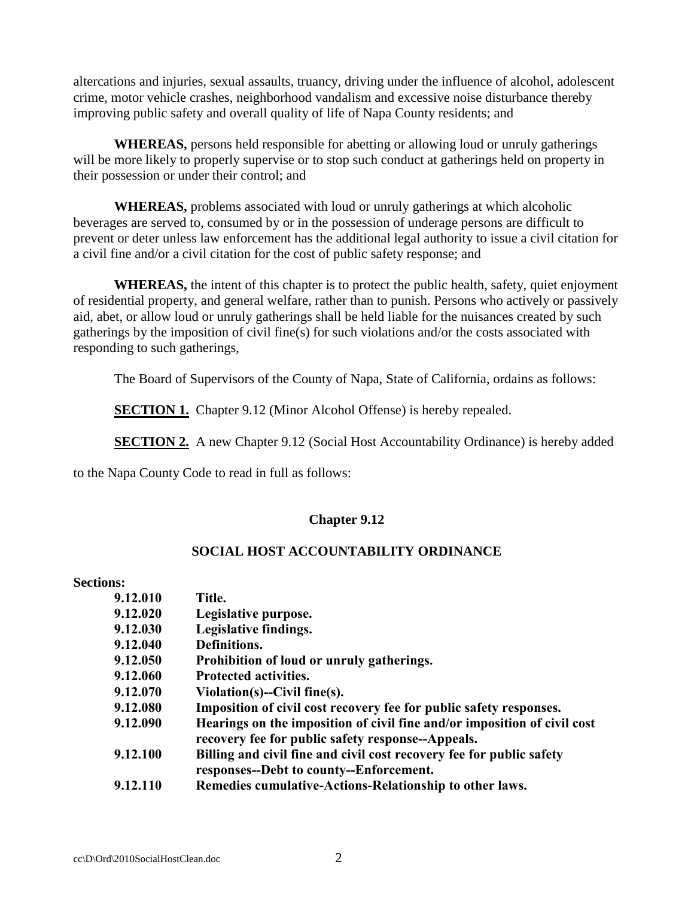altercations and injuries, sexual assaults, truancy, driving under the influence of alcohol, adolescent crime, motor vehicle crashes, neighborhood vandalism and excessive noise disturbance thereby improving public safety and overall quality of life of Napa County residents; and

**WHEREAS,** persons held responsible for abetting or allowing loud or unruly gatherings will be more likely to properly supervise or to stop such conduct at gatherings held on property in their possession or under their control; and

**WHEREAS,** problems associated with loud or unruly gatherings at which alcoholic beverages are served to, consumed by or in the possession of underage persons are difficult to prevent or deter unless law enforcement has the additional legal authority to issue a civil citation for a civil fine and/or a civil citation for the cost of public safety response; and

**WHEREAS,** the intent of this chapter is to protect the public health, safety, quiet enjoyment of residential property, and general welfare, rather than to punish. Persons who actively or passively aid, abet, or allow loud or unruly gatherings shall be held liable for the nuisances created by such gatherings by the imposition of civil fine(s) for such violations and/or the costs associated with responding to such gatherings,

The Board of Supervisors of the County of Napa, State of California, ordains as follows:

**SECTION 1.** Chapter 9.12 (Minor Alcohol Offense) is hereby repealed.

**SECTION 2.** A new Chapter 9.12 (Social Host Accountability Ordinance) is hereby added to the Napa County Code to read in full as follows:

## Chapter 9.12

## SOCIAL HOST ACCOUNTABILITY ORDINANCE

**Sections:**

| | |
|---|---|
| **9.12.010** | **Title.** |
| **9.12.020** | **Legislative purpose.** |
| **9.12.030** | **Legislative findings.** |
| **9.12.040** | **Definitions.** |
| **9.12.050** | **Prohibition of loud or unruly gatherings.** |
| **9.12.060** | **Protected activities.** |
| **9.12.070** | **Violation(s)--Civil fine(s).** |
| **9.12.080** | **Imposition of civil cost recovery fee for public safety responses.** |
| **9.12.090** | **Hearings on the imposition of civil fine and/or imposition of civil cost recovery fee for public safety response--Appeals.** |
| **9.12.100** | **Billing and civil fine and civil cost recovery fee for public safety responses--Debt to county--Enforcement.** |
| **9.12.110** | **Remedies cumulative-Actions-Relationship to other laws.** |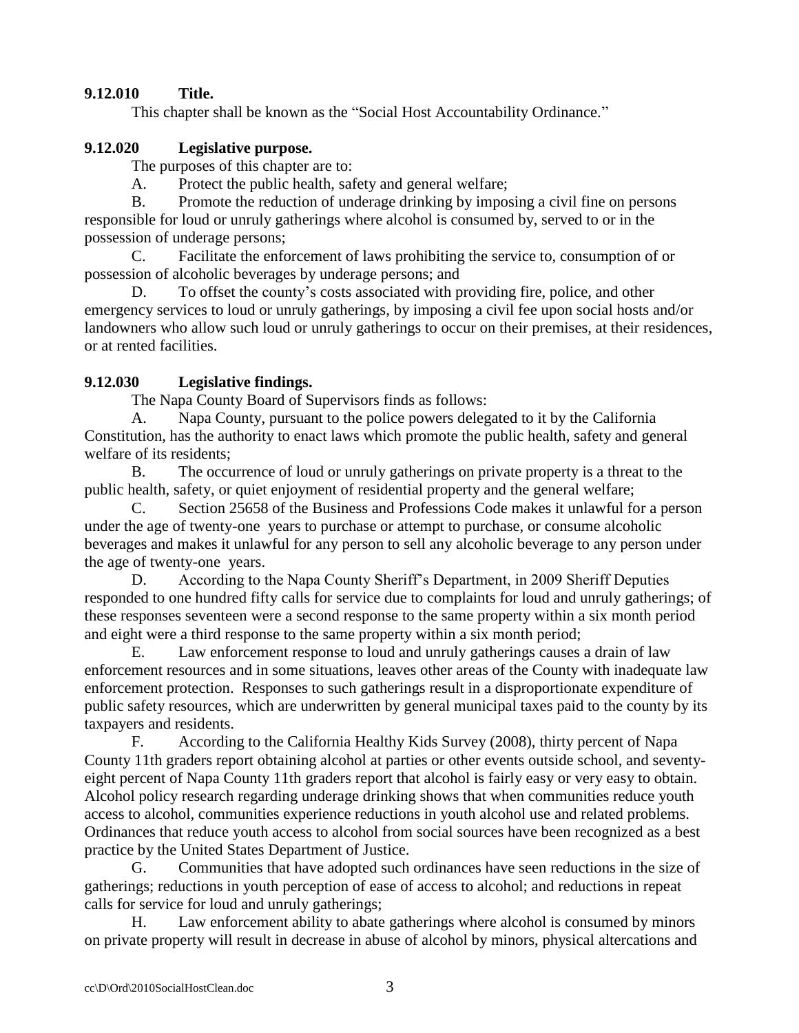**9.12.010 Title.**

This chapter shall be known as the "Social Host Accountability Ordinance."

**9.12.020 Legislative purpose.**

The purposes of this chapter are to:

A. Protect the public health, safety and general welfare;

B. Promote the reduction of underage drinking by imposing a civil fine on persons responsible for loud or unruly gatherings where alcohol is consumed by, served to or in the possession of underage persons;

C. Facilitate the enforcement of laws prohibiting the service to, consumption of or possession of alcoholic beverages by underage persons; and

D. To offset the county's costs associated with providing fire, police, and other emergency services to loud or unruly gatherings, by imposing a civil fee upon social hosts and/or landowners who allow such loud or unruly gatherings to occur on their premises, at their residences, or at rented facilities.

**9.12.030 Legislative findings.**

The Napa County Board of Supervisors finds as follows:

A. Napa County, pursuant to the police powers delegated to it by the California Constitution, has the authority to enact laws which promote the public health, safety and general welfare of its residents;

B. The occurrence of loud or unruly gatherings on private property is a threat to the public health, safety, or quiet enjoyment of residential property and the general welfare;

C. Section 25658 of the Business and Professions Code makes it unlawful for a person under the age of twenty-one years to purchase or attempt to purchase, or consume alcoholic beverages and makes it unlawful for any person to sell any alcoholic beverage to any person under the age of twenty-one years.

D. According to the Napa County Sheriff's Department, in 2009 Sheriff Deputies responded to one hundred fifty calls for service due to complaints for loud and unruly gatherings; of these responses seventeen were a second response to the same property within a six month period and eight were a third response to the same property within a six month period;

E. Law enforcement response to loud and unruly gatherings causes a drain of law enforcement resources and in some situations, leaves other areas of the County with inadequate law enforcement protection. Responses to such gatherings result in a disproportionate expenditure of public safety resources, which are underwritten by general municipal taxes paid to the county by its taxpayers and residents.

F. According to the California Healthy Kids Survey (2008), thirty percent of Napa County 11th graders report obtaining alcohol at parties or other events outside school, and seventy-eight percent of Napa County 11th graders report that alcohol is fairly easy or very easy to obtain. Alcohol policy research regarding underage drinking shows that when communities reduce youth access to alcohol, communities experience reductions in youth alcohol use and related problems. Ordinances that reduce youth access to alcohol from social sources have been recognized as a best practice by the United States Department of Justice.

G. Communities that have adopted such ordinances have seen reductions in the size of gatherings; reductions in youth perception of ease of access to alcohol; and reductions in repeat calls for service for loud and unruly gatherings;

H. Law enforcement ability to abate gatherings where alcohol is consumed by minors on private property will result in decrease in abuse of alcohol by minors, physical altercations and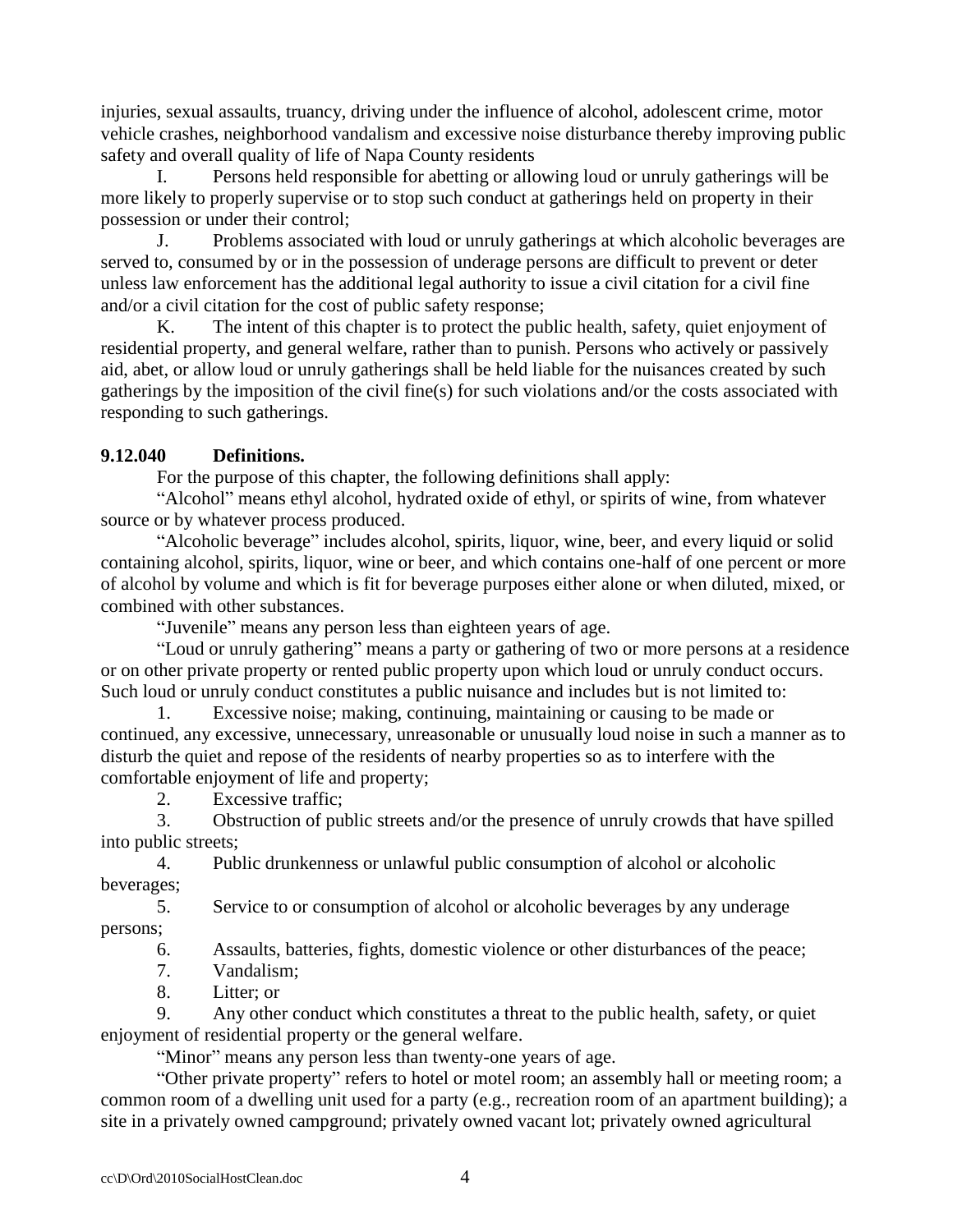injuries, sexual assaults, truancy, driving under the influence of alcohol, adolescent crime, motor vehicle crashes, neighborhood vandalism and excessive noise disturbance thereby improving public safety and overall quality of life of Napa County residents

I. Persons held responsible for abetting or allowing loud or unruly gatherings will be more likely to properly supervise or to stop such conduct at gatherings held on property in their possession or under their control;

J. Problems associated with loud or unruly gatherings at which alcoholic beverages are served to, consumed by or in the possession of underage persons are difficult to prevent or deter unless law enforcement has the additional legal authority to issue a civil citation for a civil fine and/or a civil citation for the cost of public safety response;

K. The intent of this chapter is to protect the public health, safety, quiet enjoyment of residential property, and general welfare, rather than to punish. Persons who actively or passively aid, abet, or allow loud or unruly gatherings shall be held liable for the nuisances created by such gatherings by the imposition of the civil fine(s) for such violations and/or the costs associated with responding to such gatherings.

**9.12.040 Definitions.**

For the purpose of this chapter, the following definitions shall apply:

"Alcohol" means ethyl alcohol, hydrated oxide of ethyl, or spirits of wine, from whatever source or by whatever process produced.

"Alcoholic beverage" includes alcohol, spirits, liquor, wine, beer, and every liquid or solid containing alcohol, spirits, liquor, wine or beer, and which contains one-half of one percent or more of alcohol by volume and which is fit for beverage purposes either alone or when diluted, mixed, or combined with other substances.

"Juvenile" means any person less than eighteen years of age.

"Loud or unruly gathering" means a party or gathering of two or more persons at a residence or on other private property or rented public property upon which loud or unruly conduct occurs. Such loud or unruly conduct constitutes a public nuisance and includes but is not limited to:

1. Excessive noise; making, continuing, maintaining or causing to be made or continued, any excessive, unnecessary, unreasonable or unusually loud noise in such a manner as to disturb the quiet and repose of the residents of nearby properties so as to interfere with the comfortable enjoyment of life and property;
2. Excessive traffic;
3. Obstruction of public streets and/or the presence of unruly crowds that have spilled into public streets;
4. Public drunkenness or unlawful public consumption of alcohol or alcoholic beverages;
5. Service to or consumption of alcohol or alcoholic beverages by any underage persons;
6. Assaults, batteries, fights, domestic violence or other disturbances of the peace;
7. Vandalism;
8. Litter; or
9. Any other conduct which constitutes a threat to the public health, safety, or quiet enjoyment of residential property or the general welfare.

"Minor" means any person less than twenty-one years of age.

"Other private property" refers to hotel or motel room; an assembly hall or meeting room; a common room of a dwelling unit used for a party (e.g., recreation room of an apartment building); a site in a privately owned campground; privately owned vacant lot; privately owned agricultural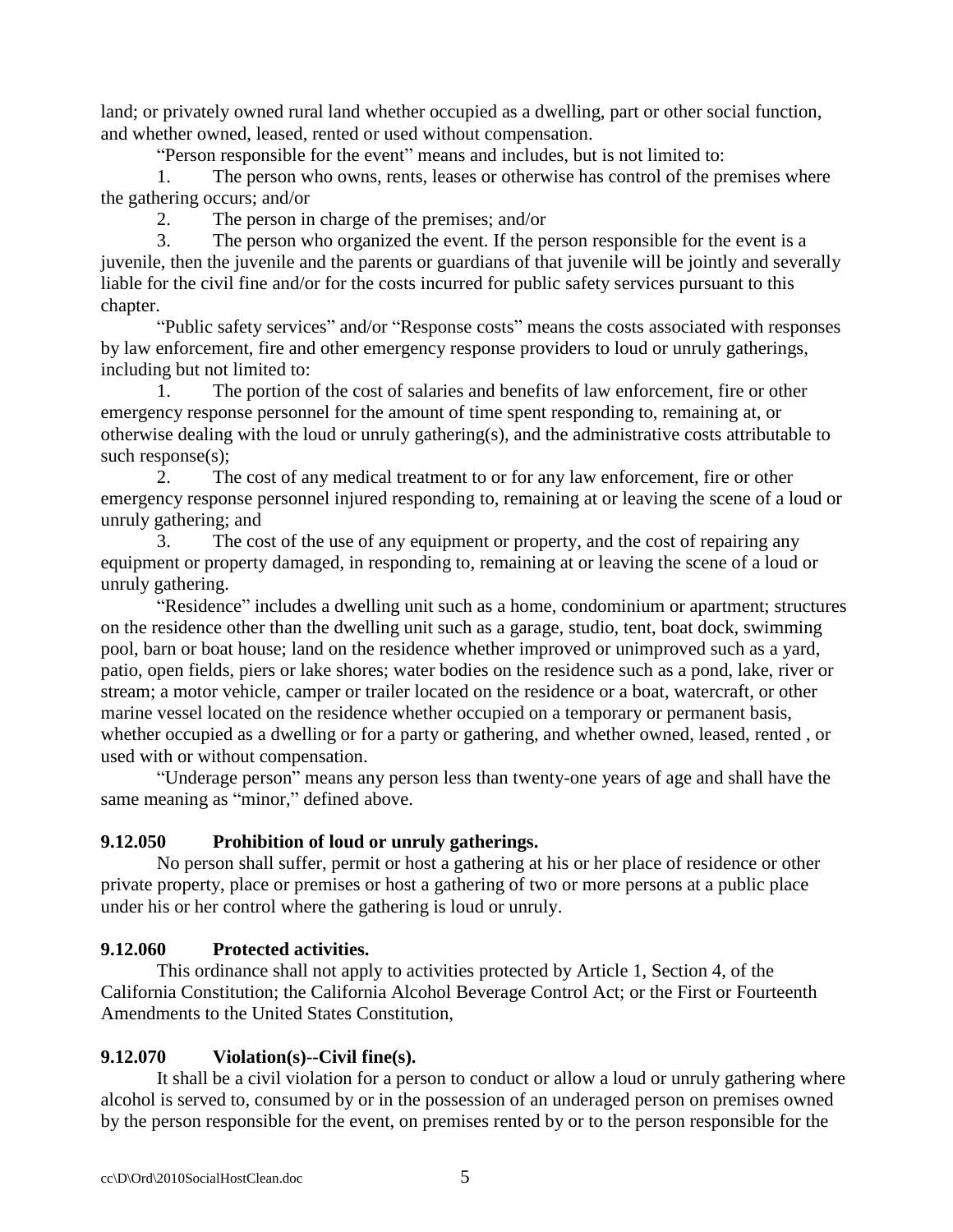land; or privately owned rural land whether occupied as a dwelling, part or other social function, and whether owned, leased, rented or used without compensation.

"Person responsible for the event" means and includes, but is not limited to:

1. The person who owns, rents, leases or otherwise has control of the premises where the gathering occurs; and/or

2. The person in charge of the premises; and/or

3. The person who organized the event. If the person responsible for the event is a juvenile, then the juvenile and the parents or guardians of that juvenile will be jointly and severally liable for the civil fine and/or for the costs incurred for public safety services pursuant to this chapter.

"Public safety services" and/or "Response costs" means the costs associated with responses by law enforcement, fire and other emergency response providers to loud or unruly gatherings, including but not limited to:

1. The portion of the cost of salaries and benefits of law enforcement, fire or other emergency response personnel for the amount of time spent responding to, remaining at, or otherwise dealing with the loud or unruly gathering(s), and the administrative costs attributable to such response(s);

2. The cost of any medical treatment to or for any law enforcement, fire or other emergency response personnel injured responding to, remaining at or leaving the scene of a loud or unruly gathering; and

3. The cost of the use of any equipment or property, and the cost of repairing any equipment or property damaged, in responding to, remaining at or leaving the scene of a loud or unruly gathering.

"Residence" includes a dwelling unit such as a home, condominium or apartment; structures on the residence other than the dwelling unit such as a garage, studio, tent, boat dock, swimming pool, barn or boat house; land on the residence whether improved or unimproved such as a yard, patio, open fields, piers or lake shores; water bodies on the residence such as a pond, lake, river or stream; a motor vehicle, camper or trailer located on the residence or a boat, watercraft, or other marine vessel located on the residence whether occupied on a temporary or permanent basis, whether occupied as a dwelling or for a party or gathering, and whether owned, leased, rented , or used with or without compensation.

"Underage person" means any person less than twenty-one years of age and shall have the same meaning as "minor," defined above.

**9.12.050 Prohibition of loud or unruly gatherings.**

No person shall suffer, permit or host a gathering at his or her place of residence or other private property, place or premises or host a gathering of two or more persons at a public place under his or her control where the gathering is loud or unruly.

**9.12.060 Protected activities.**

This ordinance shall not apply to activities protected by Article 1, Section 4, of the California Constitution; the California Alcohol Beverage Control Act; or the First or Fourteenth Amendments to the United States Constitution,

**9.12.070 Violation(s)--Civil fine(s).**

It shall be a civil violation for a person to conduct or allow a loud or unruly gathering where alcohol is served to, consumed by or in the possession of an underaged person on premises owned by the person responsible for the event, on premises rented by or to the person responsible for the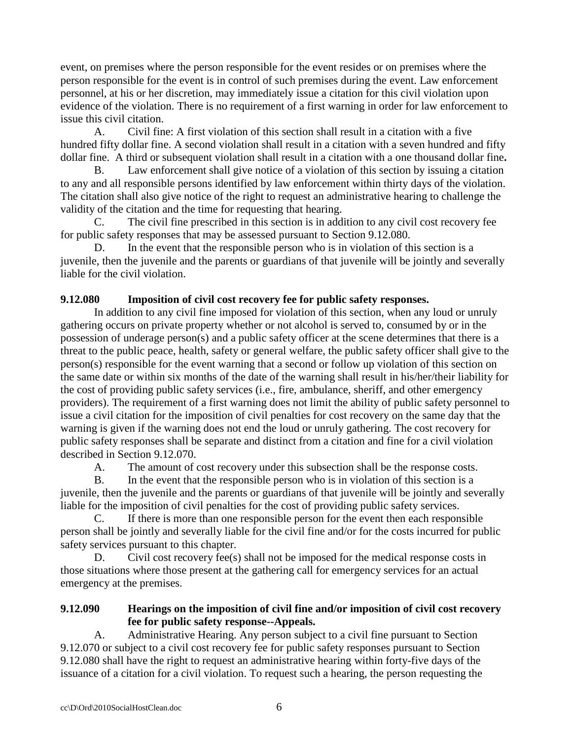event, on premises where the person responsible for the event resides or on premises where the person responsible for the event is in control of such premises during the event. Law enforcement personnel, at his or her discretion, may immediately issue a citation for this civil violation upon evidence of the violation. There is no requirement of a first warning in order for law enforcement to issue this civil citation.

A. Civil fine: A first violation of this section shall result in a citation with a five hundred fifty dollar fine. A second violation shall result in a citation with a seven hundred and fifty dollar fine. A third or subsequent violation shall result in a citation with a one thousand dollar fine**.**

B. Law enforcement shall give notice of a violation of this section by issuing a citation to any and all responsible persons identified by law enforcement within thirty days of the violation. The citation shall also give notice of the right to request an administrative hearing to challenge the validity of the citation and the time for requesting that hearing.

C. The civil fine prescribed in this section is in addition to any civil cost recovery fee for public safety responses that may be assessed pursuant to Section 9.12.080.

D. In the event that the responsible person who is in violation of this section is a juvenile, then the juvenile and the parents or guardians of that juvenile will be jointly and severally liable for the civil violation.

**9.12.080 Imposition of civil cost recovery fee for public safety responses.**

In addition to any civil fine imposed for violation of this section, when any loud or unruly gathering occurs on private property whether or not alcohol is served to, consumed by or in the possession of underage person(s) and a public safety officer at the scene determines that there is a threat to the public peace, health, safety or general welfare, the public safety officer shall give to the person(s) responsible for the event warning that a second or follow up violation of this section on the same date or within six months of the date of the warning shall result in his/her/their liability for the cost of providing public safety services (i.e., fire, ambulance, sheriff, and other emergency providers). The requirement of a first warning does not limit the ability of public safety personnel to issue a civil citation for the imposition of civil penalties for cost recovery on the same day that the warning is given if the warning does not end the loud or unruly gathering. The cost recovery for public safety responses shall be separate and distinct from a citation and fine for a civil violation described in Section 9.12.070.

A. The amount of cost recovery under this subsection shall be the response costs.

B. In the event that the responsible person who is in violation of this section is a juvenile, then the juvenile and the parents or guardians of that juvenile will be jointly and severally liable for the imposition of civil penalties for the cost of providing public safety services.

C. If there is more than one responsible person for the event then each responsible person shall be jointly and severally liable for the civil fine and/or for the costs incurred for public safety services pursuant to this chapter.

D. Civil cost recovery fee(s) shall not be imposed for the medical response costs in those situations where those present at the gathering call for emergency services for an actual emergency at the premises.

**9.12.090 Hearings on the imposition of civil fine and/or imposition of civil cost recovery fee for public safety response--Appeals.**

A. Administrative Hearing. Any person subject to a civil fine pursuant to Section 9.12.070 or subject to a civil cost recovery fee for public safety responses pursuant to Section 9.12.080 shall have the right to request an administrative hearing within forty-five days of the issuance of a citation for a civil violation. To request such a hearing, the person requesting the

cc\D\Ord\2010SocialHostClean.doc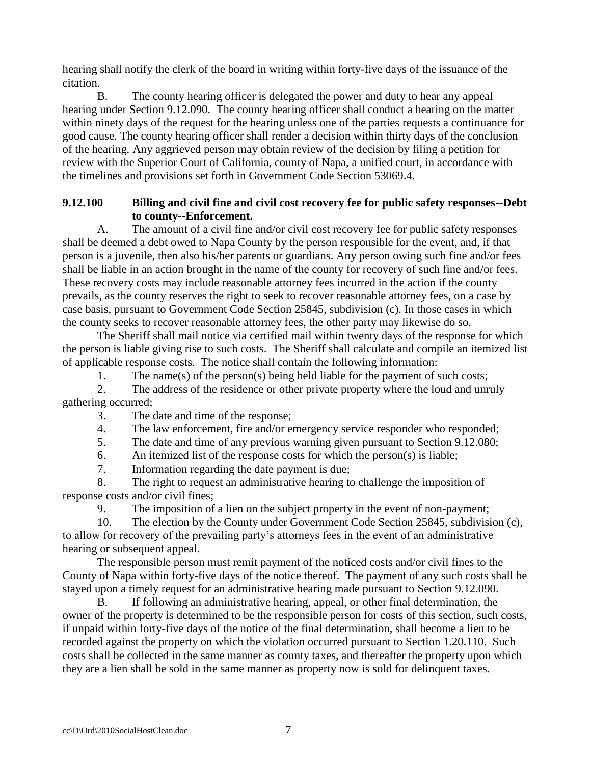hearing shall notify the clerk of the board in writing within forty-five days of the issuance of the citation.

B. The county hearing officer is delegated the power and duty to hear any appeal hearing under Section 9.12.090. The county hearing officer shall conduct a hearing on the matter within ninety days of the request for the hearing unless one of the parties requests a continuance for good cause. The county hearing officer shall render a decision within thirty days of the conclusion of the hearing. Any aggrieved person may obtain review of the decision by filing a petition for review with the Superior Court of California, county of Napa, a unified court, in accordance with the timelines and provisions set forth in Government Code Section 53069.4.

**9.12.100 Billing and civil fine and civil cost recovery fee for public safety responses--Debt to county--Enforcement.**

A. The amount of a civil fine and/or civil cost recovery fee for public safety responses shall be deemed a debt owed to Napa County by the person responsible for the event, and, if that person is a juvenile, then also his/her parents or guardians. Any person owing such fine and/or fees shall be liable in an action brought in the name of the county for recovery of such fine and/or fees. These recovery costs may include reasonable attorney fees incurred in the action if the county prevails, as the county reserves the right to seek to recover reasonable attorney fees, on a case by case basis, pursuant to Government Code Section 25845, subdivision (c). In those cases in which the county seeks to recover reasonable attorney fees, the other party may likewise do so.

The Sheriff shall mail notice via certified mail within twenty days of the response for which the person is liable giving rise to such costs. The Sheriff shall calculate and compile an itemized list of applicable response costs. The notice shall contain the following information:

1. The name(s) of the person(s) being held liable for the payment of such costs;
2. The address of the residence or other private property where the loud and unruly gathering occurred;
3. The date and time of the response;
4. The law enforcement, fire and/or emergency service responder who responded;
5. The date and time of any previous warning given pursuant to Section 9.12.080;
6. An itemized list of the response costs for which the person(s) is liable;
7. Information regarding the date payment is due;
8. The right to request an administrative hearing to challenge the imposition of response costs and/or civil fines;
9. The imposition of a lien on the subject property in the event of non-payment;
10. The election by the County under Government Code Section 25845, subdivision (c), to allow for recovery of the prevailing party's attorneys fees in the event of an administrative hearing or subsequent appeal.

The responsible person must remit payment of the noticed costs and/or civil fines to the County of Napa within forty-five days of the notice thereof. The payment of any such costs shall be stayed upon a timely request for an administrative hearing made pursuant to Section 9.12.090.

B. If following an administrative hearing, appeal, or other final determination, the owner of the property is determined to be the responsible person for costs of this section, such costs, if unpaid within forty-five days of the notice of the final determination, shall become a lien to be recorded against the property on which the violation occurred pursuant to Section 1.20.110. Such costs shall be collected in the same manner as county taxes, and thereafter the property upon which they are a lien shall be sold in the same manner as property now is sold for delinquent taxes.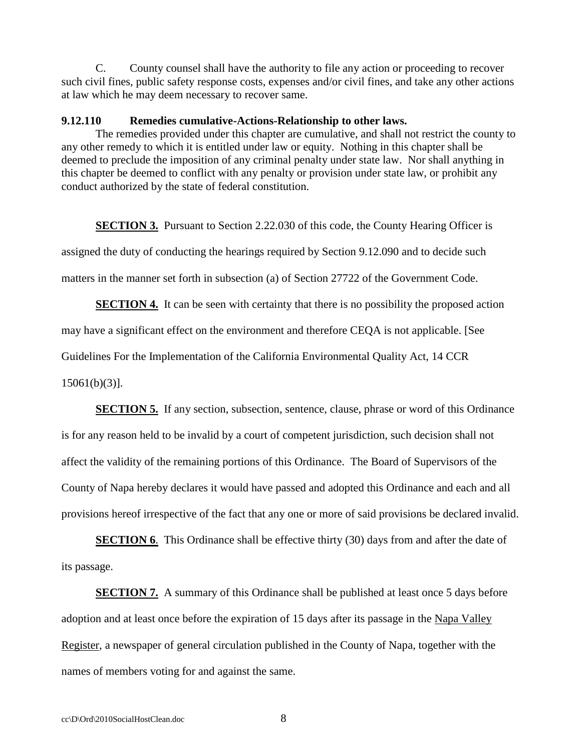C. County counsel shall have the authority to file any action or proceeding to recover such civil fines, public safety response costs, expenses and/or civil fines, and take any other actions at law which he may deem necessary to recover same.

**9.12.110 Remedies cumulative-Actions-Relationship to other laws.**

The remedies provided under this chapter are cumulative, and shall not restrict the county to any other remedy to which it is entitled under law or equity. Nothing in this chapter shall be deemed to preclude the imposition of any criminal penalty under state law. Nor shall anything in this chapter be deemed to conflict with any penalty or provision under state law, or prohibit any conduct authorized by the state of federal constitution.

**SECTION 3.** Pursuant to Section 2.22.030 of this code, the County Hearing Officer is assigned the duty of conducting the hearings required by Section 9.12.090 and to decide such matters in the manner set forth in subsection (a) of Section 27722 of the Government Code.

**SECTION 4.** It can be seen with certainty that there is no possibility the proposed action may have a significant effect on the environment and therefore CEQA is not applicable. [See Guidelines For the Implementation of the California Environmental Quality Act, 14 CCR 15061(b)(3)].

**SECTION 5.** If any section, subsection, sentence, clause, phrase or word of this Ordinance is for any reason held to be invalid by a court of competent jurisdiction, such decision shall not affect the validity of the remaining portions of this Ordinance. The Board of Supervisors of the County of Napa hereby declares it would have passed and adopted this Ordinance and each and all provisions hereof irrespective of the fact that any one or more of said provisions be declared invalid.

**SECTION 6**. This Ordinance shall be effective thirty (30) days from and after the date of its passage.

**SECTION 7.** A summary of this Ordinance shall be published at least once 5 days before adoption and at least once before the expiration of 15 days after its passage in the Napa Valley Register, a newspaper of general circulation published in the County of Napa, together with the names of members voting for and against the same.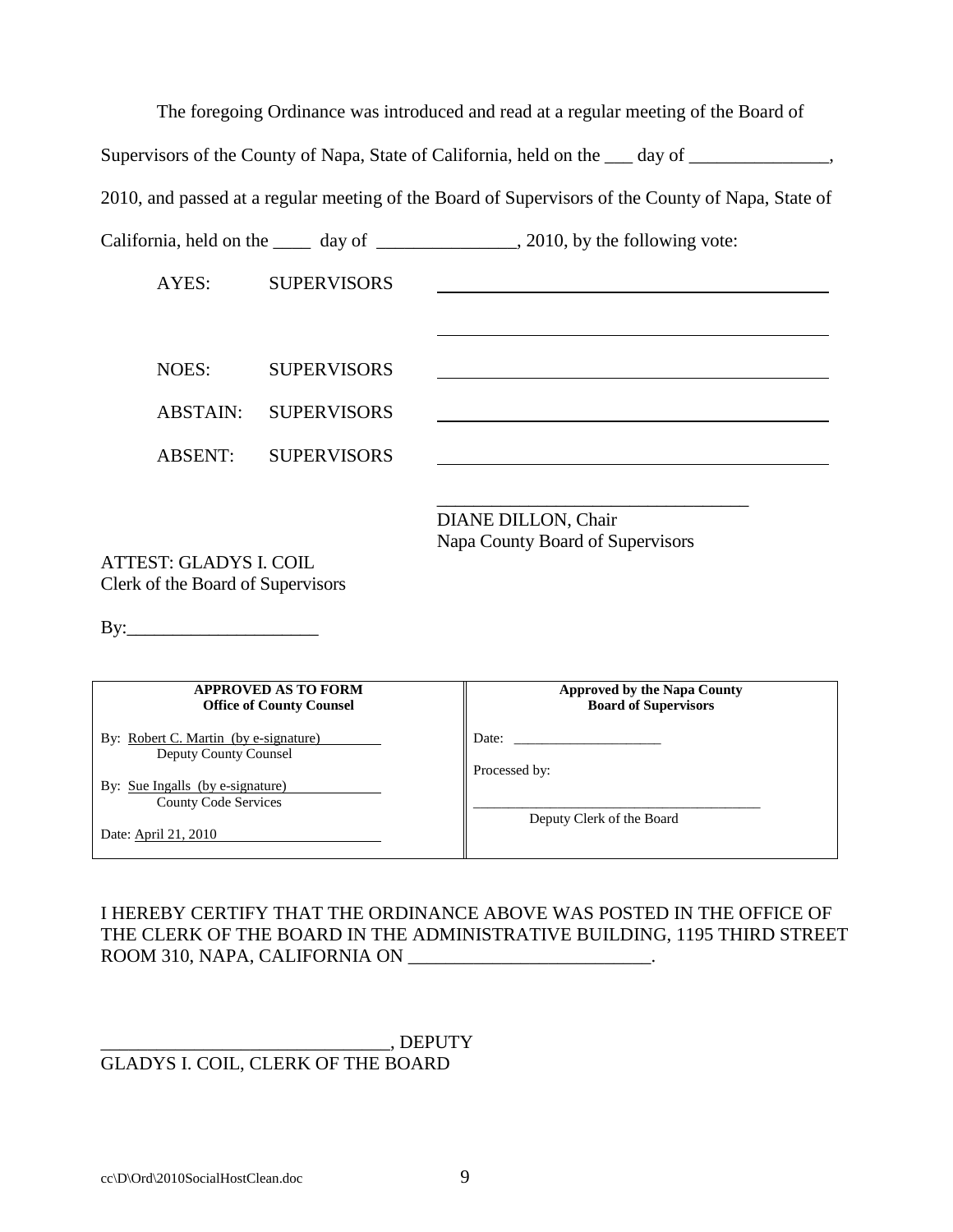The foregoing Ordinance was introduced and read at a regular meeting of the Board of Supervisors of the County of Napa, State of California, held on the ___ day of _______________, 2010, and passed at a regular meeting of the Board of Supervisors of the County of Napa, State of California, held on the ____ day of _______________, 2010, by the following vote:

AYES: SUPERVISORS _______________________________________________

_______________________________________________

NOES: SUPERVISORS _______________________________________________

ABSTAIN: SUPERVISORS _______________________________________________

ABSENT: SUPERVISORS _______________________________________________

__________________________________
DIANE DILLON, Chair
Napa County Board of Supervisors

ATTEST: GLADYS I. COIL
Clerk of the Board of Supervisors

By:____________________

| **APPROVED AS TO FORM**<br>**Office of County Counsel** | **Approved by the Napa County**<br>**Board of Supervisors** |
|---|---|
| By: Robert C. Martin (by e-signature)<br>Deputy County Counsel<br><br>By: Sue Ingalls (by e-signature)<br>County Code Services<br><br>Date: April 21, 2010 | Date: ____________________<br><br>Processed by:<br><br>______________________________________<br>Deputy Clerk of the Board |

I HEREBY CERTIFY THAT THE ORDINANCE ABOVE WAS POSTED IN THE OFFICE OF THE CLERK OF THE BOARD IN THE ADMINISTRATIVE BUILDING, 1195 THIRD STREET ROOM 310, NAPA, CALIFORNIA ON __________________________.

______________________________, DEPUTY
GLADYS I. COIL, CLERK OF THE BOARD

cc\D\Ord\2010SocialHostClean.doc